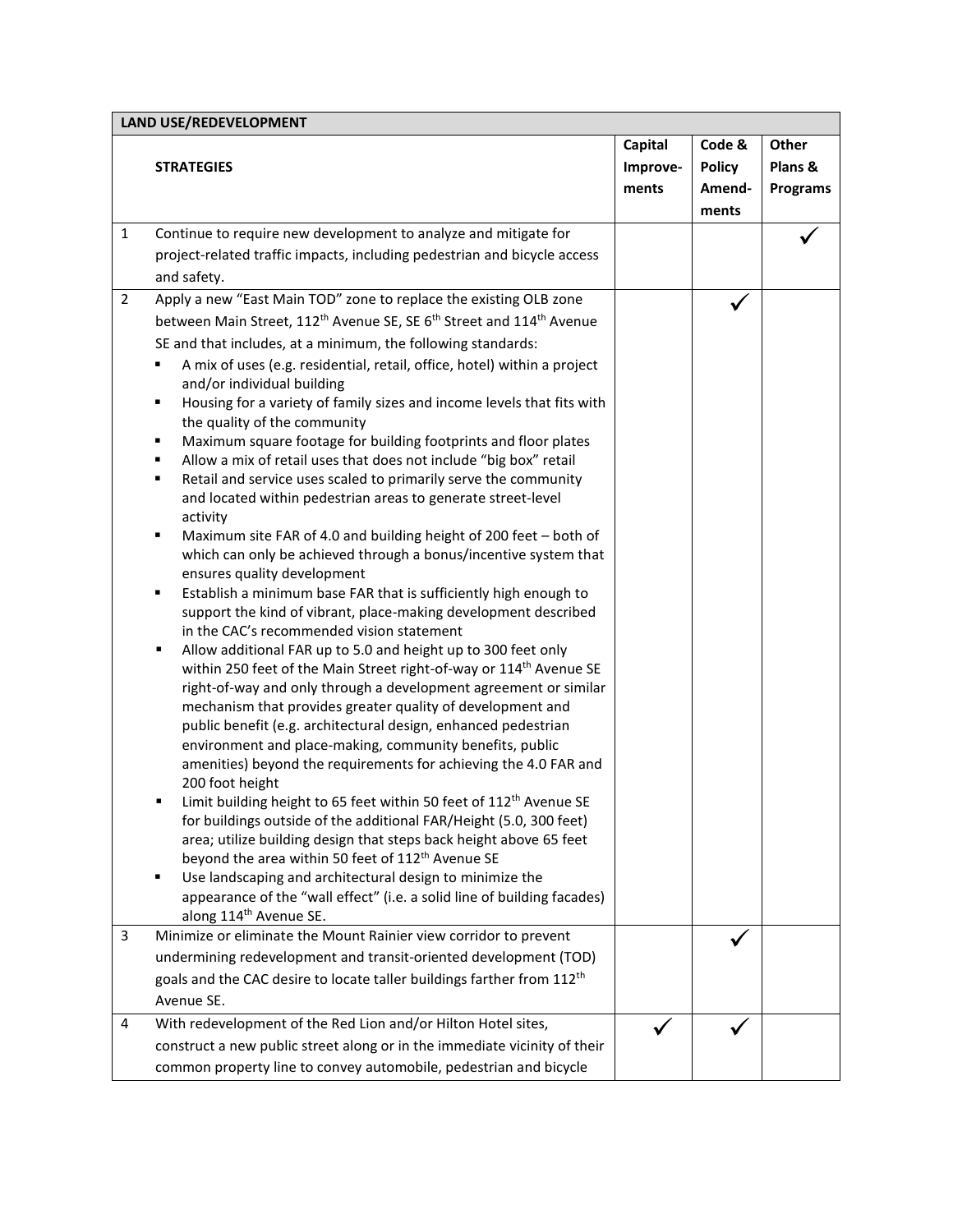| LAND USE/REDEVELOPMENT | | | | |
|---|---|---|---|---|
| | **STRATEGIES** | **Capital Improve-ments** | **Code & Policy Amend-ments** | **Other Plans & Programs** |
| 1 | Continue to require new development to analyze and mitigate for project-related traffic impacts, including pedestrian and bicycle access and safety. | | | ✓ |
| 2 | Apply a new "East Main TOD" zone to replace the existing OLB zone between Main Street, 112th Avenue SE, SE 6th Street and 114th Avenue SE and that includes, at a minimum, the following standards:<br>▪ A mix of uses (e.g. residential, retail, office, hotel) within a project and/or individual building<br>▪ Housing for a variety of family sizes and income levels that fits with the quality of the community<br>▪ Maximum square footage for building footprints and floor plates<br>▪ Allow a mix of retail uses that does not include "big box" retail<br>▪ Retail and service uses scaled to primarily serve the community and located within pedestrian areas to generate street-level activity<br>▪ Maximum site FAR of 4.0 and building height of 200 feet – both of which can only be achieved through a bonus/incentive system that ensures quality development<br>▪ Establish a minimum base FAR that is sufficiently high enough to support the kind of vibrant, place-making development described in the CAC's recommended vision statement<br>▪ Allow additional FAR up to 5.0 and height up to 300 feet only within 250 feet of the Main Street right-of-way or 114th Avenue SE right-of-way and only through a development agreement or similar mechanism that provides greater quality of development and public benefit (e.g. architectural design, enhanced pedestrian environment and place-making, community benefits, public amenities) beyond the requirements for achieving the 4.0 FAR and 200 foot height<br>▪ Limit building height to 65 feet within 50 feet of 112th Avenue SE for buildings outside of the additional FAR/Height (5.0, 300 feet) area; utilize building design that steps back height above 65 feet beyond the area within 50 feet of 112th Avenue SE<br>▪ Use landscaping and architectural design to minimize the appearance of the "wall effect" (i.e. a solid line of building facades) along 114th Avenue SE. | | ✓ | |
| 3 | Minimize or eliminate the Mount Rainier view corridor to prevent undermining redevelopment and transit-oriented development (TOD) goals and the CAC desire to locate taller buildings farther from 112th Avenue SE. | | ✓ | |
| 4 | With redevelopment of the Red Lion and/or Hilton Hotel sites, construct a new public street along or in the immediate vicinity of their common property line to convey automobile, pedestrian and bicycle | ✓ | ✓ | |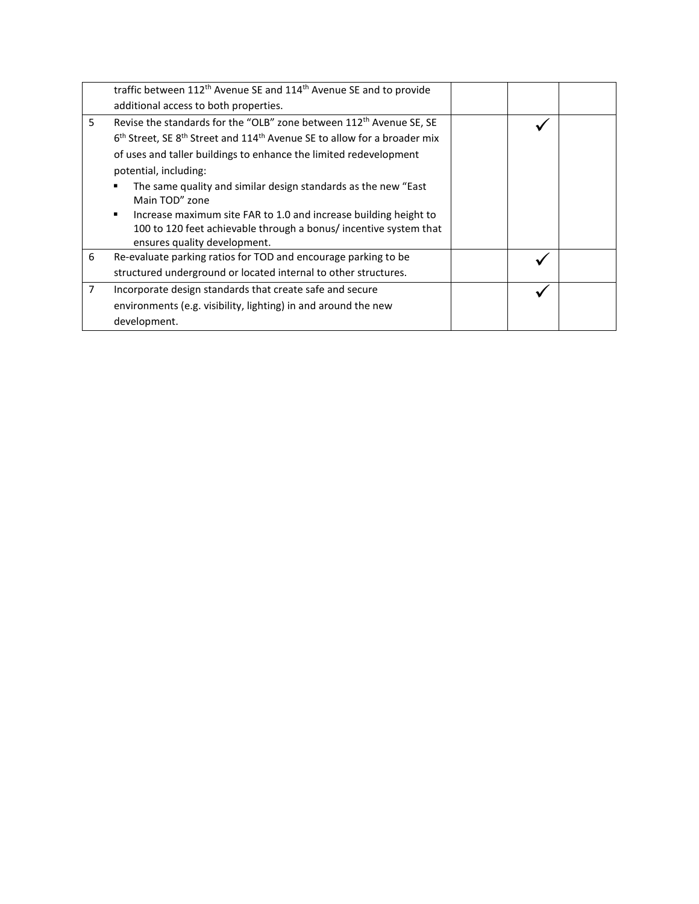| | | | | |
|---|---|---|---|---|
| | traffic between 112th Avenue SE and 114th Avenue SE and to provide additional access to both properties. | | | |
| 5 | Revise the standards for the "OLB" zone between 112th Avenue SE, SE 6th Street, SE 8th Street and 114th Avenue SE to allow for a broader mix of uses and taller buildings to enhance the limited redevelopment potential, including:<br>▪ The same quality and similar design standards as the new "East Main TOD" zone<br>▪ Increase maximum site FAR to 1.0 and increase building height to 100 to 120 feet achievable through a bonus/ incentive system that ensures quality development. | | ✓ | |
| 6 | Re-evaluate parking ratios for TOD and encourage parking to be structured underground or located internal to other structures. | | ✓ | |
| 7 | Incorporate design standards that create safe and secure environments (e.g. visibility, lighting) in and around the new development. | | ✓ | |